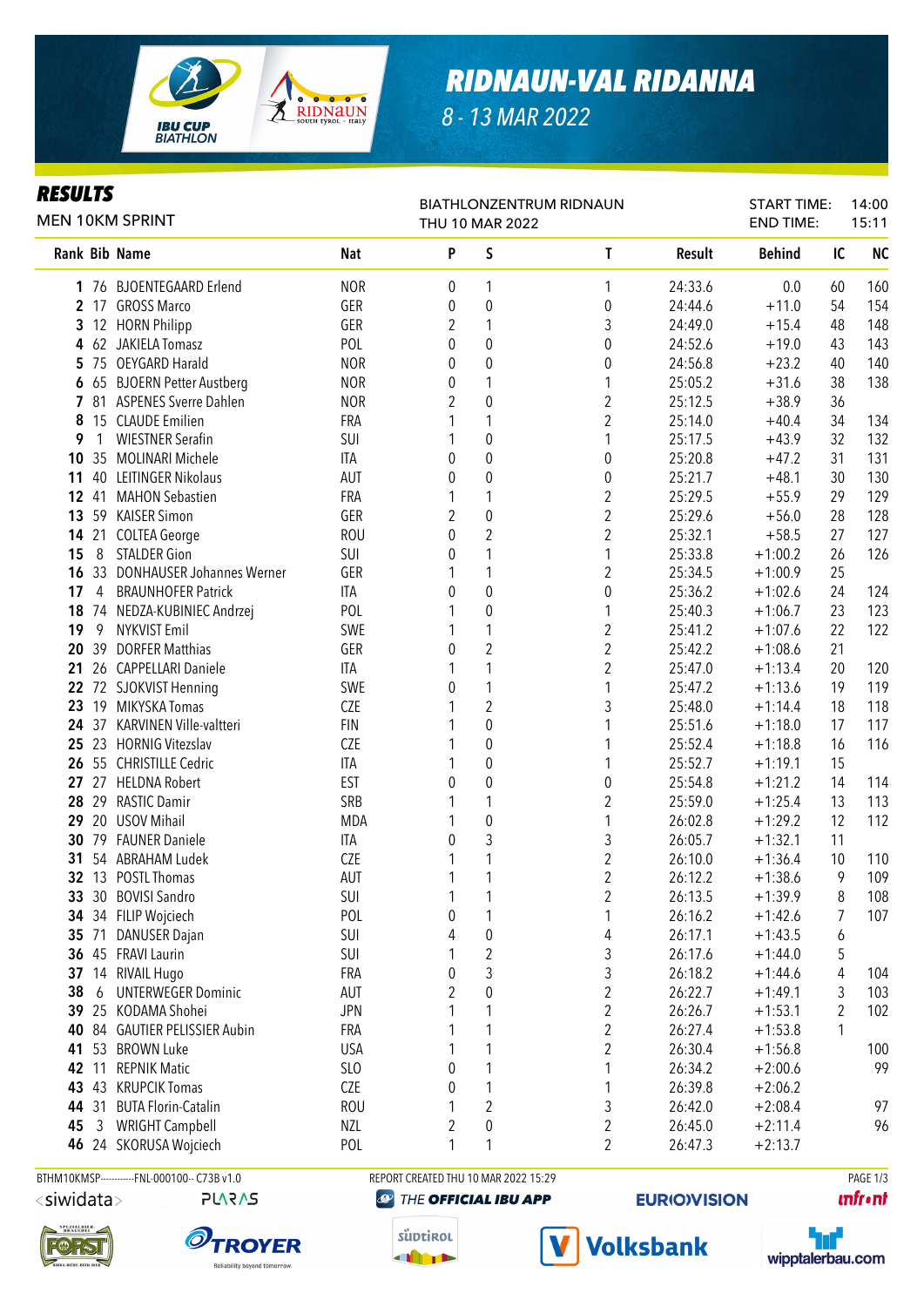# RIDNAUN-VAL RIDANNA

8 - 13 MAR 2022

## RESULTS

MEN 10KM SPRINT

BIATHLONZENTRUM RIDNAUN
THU 10 MAR 2022

START TIME: 14:00
END TIME: 15:11

| Rank | Bib | Name | Nat | P | S | T | Result | Behind | IC | NC |
|---|---|---|---|---|---|---|---|---|---|---|
| 1 | 76 | BJOENTEGAARD Erlend | NOR | 0 | 1 | 1 | 24:33.6 | 0.0 | 60 | 160 |
| 2 | 17 | GROSS Marco | GER | 0 | 0 | 0 | 24:44.6 | +11.0 | 54 | 154 |
| 3 | 12 | HORN Philipp | GER | 2 | 1 | 3 | 24:49.0 | +15.4 | 48 | 148 |
| 4 | 62 | JAKIELA Tomasz | POL | 0 | 0 | 0 | 24:52.6 | +19.0 | 43 | 143 |
| 5 | 75 | OEYGARD Harald | NOR | 0 | 0 | 0 | 24:56.8 | +23.2 | 40 | 140 |
| 6 | 65 | BJOERN Petter Austberg | NOR | 0 | 1 | 1 | 25:05.2 | +31.6 | 38 | 138 |
| 7 | 81 | ASPENES Sverre Dahlen | NOR | 2 | 0 | 2 | 25:12.5 | +38.9 | 36 | |
| 8 | 15 | CLAUDE Emilien | FRA | 1 | 1 | 2 | 25:14.0 | +40.4 | 34 | 134 |
| 9 | 1 | WIESTNER Serafin | SUI | 1 | 0 | 1 | 25:17.5 | +43.9 | 32 | 132 |
| 10 | 35 | MOLINARI Michele | ITA | 0 | 0 | 0 | 25:20.8 | +47.2 | 31 | 131 |
| 11 | 40 | LEITINGER Nikolaus | AUT | 0 | 0 | 0 | 25:21.7 | +48.1 | 30 | 130 |
| 12 | 41 | MAHON Sebastien | FRA | 1 | 1 | 2 | 25:29.5 | +55.9 | 29 | 129 |
| 13 | 59 | KAISER Simon | GER | 2 | 0 | 2 | 25:29.6 | +56.0 | 28 | 128 |
| 14 | 21 | COLTEA George | ROU | 0 | 2 | 2 | 25:32.1 | +58.5 | 27 | 127 |
| 15 | 8 | STALDER Gion | SUI | 0 | 1 | 1 | 25:33.8 | +1:00.2 | 26 | 126 |
| 16 | 33 | DONHAUSER Johannes Werner | GER | 1 | 1 | 2 | 25:34.5 | +1:00.9 | 25 | |
| 17 | 4 | BRAUNHOFER Patrick | ITA | 0 | 0 | 0 | 25:36.2 | +1:02.6 | 24 | 124 |
| 18 | 74 | NEDZA-KUBINIEC Andrzej | POL | 1 | 0 | 1 | 25:40.3 | +1:06.7 | 23 | 123 |
| 19 | 9 | NYKVIST Emil | SWE | 1 | 1 | 2 | 25:41.2 | +1:07.6 | 22 | 122 |
| 20 | 39 | DORFER Matthias | GER | 0 | 2 | 2 | 25:42.2 | +1:08.6 | 21 | |
| 21 | 26 | CAPPELLARI Daniele | ITA | 1 | 1 | 2 | 25:47.0 | +1:13.4 | 20 | 120 |
| 22 | 72 | SJOKVIST Henning | SWE | 0 | 1 | 1 | 25:47.2 | +1:13.6 | 19 | 119 |
| 23 | 19 | MIKYSKA Tomas | CZE | 1 | 2 | 3 | 25:48.0 | +1:14.4 | 18 | 118 |
| 24 | 37 | KARVINEN Ville-valtteri | FIN | 1 | 0 | 1 | 25:51.6 | +1:18.0 | 17 | 117 |
| 25 | 23 | HORNIG Vitezslav | CZE | 1 | 0 | 1 | 25:52.4 | +1:18.8 | 16 | 116 |
| 26 | 55 | CHRISTILLE Cedric | ITA | 1 | 0 | 1 | 25:52.7 | +1:19.1 | 15 | |
| 27 | 27 | HELDNA Robert | EST | 0 | 0 | 0 | 25:54.8 | +1:21.2 | 14 | 114 |
| 28 | 29 | RASTIC Damir | SRB | 1 | 1 | 2 | 25:59.0 | +1:25.4 | 13 | 113 |
| 29 | 20 | USOV Mihail | MDA | 1 | 0 | 1 | 26:02.8 | +1:29.2 | 12 | 112 |
| 30 | 79 | FAUNER Daniele | ITA | 0 | 3 | 3 | 26:05.7 | +1:32.1 | 11 | |
| 31 | 54 | ABRAHAM Ludek | CZE | 1 | 1 | 2 | 26:10.0 | +1:36.4 | 10 | 110 |
| 32 | 13 | POSTL Thomas | AUT | 1 | 1 | 2 | 26:12.2 | +1:38.6 | 9 | 109 |
| 33 | 30 | BOVISI Sandro | SUI | 1 | 1 | 2 | 26:13.5 | +1:39.9 | 8 | 108 |
| 34 | 34 | FILIP Wojciech | POL | 0 | 1 | 1 | 26:16.2 | +1:42.6 | 7 | 107 |
| 35 | 71 | DANUSER Dajan | SUI | 4 | 0 | 4 | 26:17.1 | +1:43.5 | 6 | |
| 36 | 45 | FRAVI Laurin | SUI | 1 | 2 | 3 | 26:17.6 | +1:44.0 | 5 | |
| 37 | 14 | RIVAIL Hugo | FRA | 0 | 3 | 3 | 26:18.2 | +1:44.6 | 4 | 104 |
| 38 | 6 | UNTERWEGER Dominic | AUT | 2 | 0 | 2 | 26:22.7 | +1:49.1 | 3 | 103 |
| 39 | 25 | KODAMA Shohei | JPN | 1 | 1 | 2 | 26:26.7 | +1:53.1 | 2 | 102 |
| 40 | 84 | GAUTIER PELISSIER Aubin | FRA | 1 | 1 | 2 | 26:27.4 | +1:53.8 | 1 | |
| 41 | 53 | BROWN Luke | USA | 1 | 1 | 2 | 26:30.4 | +1:56.8 | | 100 |
| 42 | 11 | REPNIK Matic | SLO | 0 | 1 | 1 | 26:34.2 | +2:00.6 | | 99 |
| 43 | 43 | KRUPCIK Tomas | CZE | 0 | 1 | 1 | 26:39.8 | +2:06.2 | | |
| 44 | 31 | BUTA Florin-Catalin | ROU | 1 | 2 | 3 | 26:42.0 | +2:08.4 | | 97 |
| 45 | 3 | WRIGHT Campbell | NZL | 2 | 0 | 2 | 26:45.0 | +2:11.4 | | 96 |
| 46 | 24 | SKORUSA Wojciech | POL | 1 | 1 | 2 | 26:47.3 | +2:13.7 | | |

BTHM10KMSP-----------FNL-000100-- C73B v1.0 REPORT CREATED THU 10 MAR 2022 15:29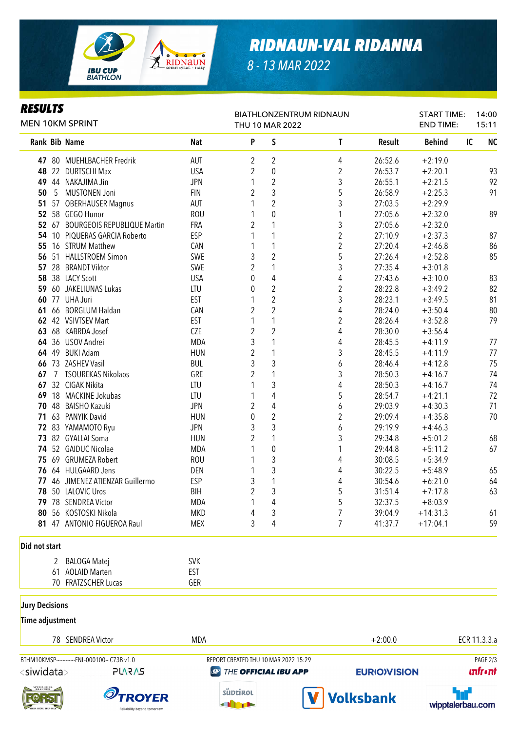# RIDNAUN-VAL RIDANNA

8 - 13 MAR 2022

## RESULTS

MEN 10KM SPRINT

BIATHLONZENTRUM RIDNAUN
THU 10 MAR 2022

START TIME: 14:00
END TIME: 15:11

| Rank | Bib | Name | Nat | P | S | T | Result | Behind | IC | NC |
|---|---|---|---|---|---|---|---|---|---|---|
| 47 | 80 | MUEHLBACHER Fredrik | AUT | 2 | 2 | 4 | 26:52.6 | +2:19.0 | | |
| 48 | 22 | DURTSCHI Max | USA | 2 | 0 | 2 | 26:53.7 | +2:20.1 | | 93 |
| 49 | 44 | NAKAJIMA Jin | JPN | 1 | 2 | 3 | 26:55.1 | +2:21.5 | | 92 |
| 50 | 5 | MUSTONEN Joni | FIN | 2 | 3 | 5 | 26:58.9 | +2:25.3 | | 91 |
| 51 | 57 | OBERHAUSER Magnus | AUT | 1 | 2 | 3 | 27:03.5 | +2:29.9 | | |
| 52 | 58 | GEGO Hunor | ROU | 1 | 0 | 1 | 27:05.6 | +2:32.0 | | 89 |
| 52 | 67 | BOURGEOIS REPUBLIQUE Martin | FRA | 2 | 1 | 3 | 27:05.6 | +2:32.0 | | |
| 54 | 10 | PIQUERAS GARCIA Roberto | ESP | 1 | 1 | 2 | 27:10.9 | +2:37.3 | | 87 |
| 55 | 16 | STRUM Matthew | CAN | 1 | 1 | 2 | 27:20.4 | +2:46.8 | | 86 |
| 56 | 51 | HALLSTROEM Simon | SWE | 3 | 2 | 5 | 27:26.4 | +2:52.8 | | 85 |
| 57 | 28 | BRANDT Viktor | SWE | 2 | 1 | 3 | 27:35.4 | +3:01.8 | | |
| 58 | 38 | LACY Scott | USA | 0 | 4 | 4 | 27:43.6 | +3:10.0 | | 83 |
| 59 | 60 | JAKELIUNAS Lukas | LTU | 0 | 2 | 2 | 28:22.8 | +3:49.2 | | 82 |
| 60 | 77 | UHA Juri | EST | 1 | 2 | 3 | 28:23.1 | +3:49.5 | | 81 |
| 61 | 66 | BORGLUM Haldan | CAN | 2 | 2 | 4 | 28:24.0 | +3:50.4 | | 80 |
| 62 | 42 | VSIVTSEV Mart | EST | 1 | 1 | 2 | 28:26.4 | +3:52.8 | | 79 |
| 63 | 68 | KABRDA Josef | CZE | 2 | 2 | 4 | 28:30.0 | +3:56.4 | | |
| 64 | 36 | USOV Andrei | MDA | 3 | 1 | 4 | 28:45.5 | +4:11.9 | | 77 |
| 64 | 49 | BUKI Adam | HUN | 2 | 1 | 3 | 28:45.5 | +4:11.9 | | 77 |
| 66 | 73 | ZASHEV Vasil | BUL | 3 | 3 | 6 | 28:46.4 | +4:12.8 | | 75 |
| 67 | 7 | TSOUREKAS Nikolaos | GRE | 2 | 1 | 3 | 28:50.3 | +4:16.7 | | 74 |
| 67 | 32 | CIGAK Nikita | LTU | 1 | 3 | 4 | 28:50.3 | +4:16.7 | | 74 |
| 69 | 18 | MACKINE Jokubas | LTU | 1 | 4 | 5 | 28:54.7 | +4:21.1 | | 72 |
| 70 | 48 | BAISHO Kazuki | JPN | 2 | 4 | 6 | 29:03.9 | +4:30.3 | | 71 |
| 71 | 63 | PANYIK David | HUN | 0 | 2 | 2 | 29:09.4 | +4:35.8 | | 70 |
| 72 | 83 | YAMAMOTO Ryu | JPN | 3 | 3 | 6 | 29:19.9 | +4:46.3 | | |
| 73 | 82 | GYALLAI Soma | HUN | 2 | 1 | 3 | 29:34.8 | +5:01.2 | | 68 |
| 74 | 52 | GAIDUC Nicolae | MDA | 1 | 0 | 1 | 29:44.8 | +5:11.2 | | 67 |
| 75 | 69 | GRUMEZA Robert | ROU | 1 | 3 | 4 | 30:08.5 | +5:34.9 | | |
| 76 | 64 | HULGAARD Jens | DEN | 1 | 3 | 4 | 30:22.5 | +5:48.9 | | 65 |
| 77 | 46 | JIMENEZ ATIENZAR Guillermo | ESP | 3 | 1 | 4 | 30:54.6 | +6:21.0 | | 64 |
| 78 | 50 | LALOVIC Uros | BIH | 2 | 3 | 5 | 31:51.4 | +7:17.8 | | 63 |
| 79 | 78 | SENDREA Victor | MDA | 1 | 4 | 5 | 32:37.5 | +8:03.9 | | |
| 80 | 56 | KOSTOSKI Nikola | MKD | 4 | 3 | 7 | 39:04.9 | +14:31.3 | | 61 |
| 81 | 47 | ANTONIO FIGUEROA Raul | MEX | 3 | 4 | 7 | 41:37.7 | +17:04.1 | | 59 |

### Did not start

| Bib | Name | Nat |
|---|---|---|
| 2 | BALOGA Matej | SVK |
| 61 | AOLAID Marten | EST |
| 70 | FRATZSCHER Lucas | GER |

### Jury Decisions

**Time adjustment**

| Bib | Name | Nat | Adjustment | Rule |
|---|---|---|---|---|
| 78 | SENDREA Victor | MDA | +2:00.0 | ECR 11.3.3.a |

BTHM10KMSP-----------FNL-000100-- C73B v1.0 REPORT CREATED THU 10 MAR 2022 15:29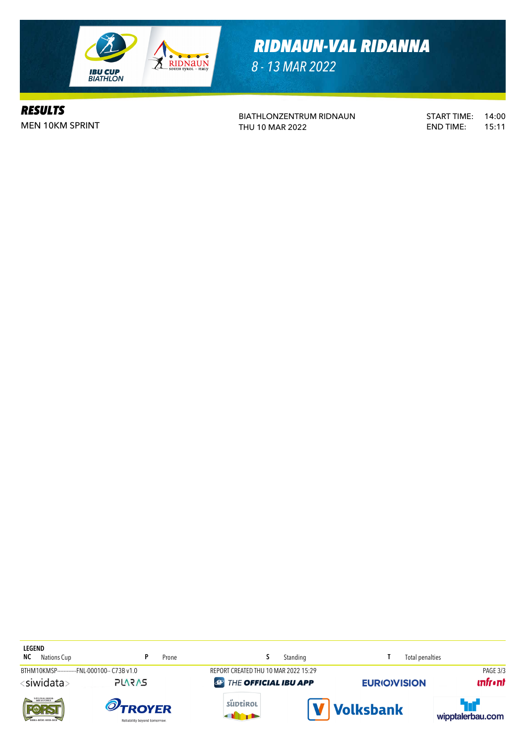# RIDNAUN-VAL RIDANNA

*8 - 13 MAR 2022*

## RESULTS

MEN 10KM SPRINT

BIATHLONZENTRUM RIDNAUN
THU 10 MAR 2022

START TIME: 14:00
END TIME: 15:11

**LEGEND**

| | | | | | |
|---|---|---|---|---|---|
| **NC** | Nations Cup | **P** | Prone | **S** | Standing |
| **T** | Total penalties | | | | |

BTHM10KMSP------------FNL-000100-- C73B v1.0

REPORT CREATED THU 10 MAR 2022 15:29